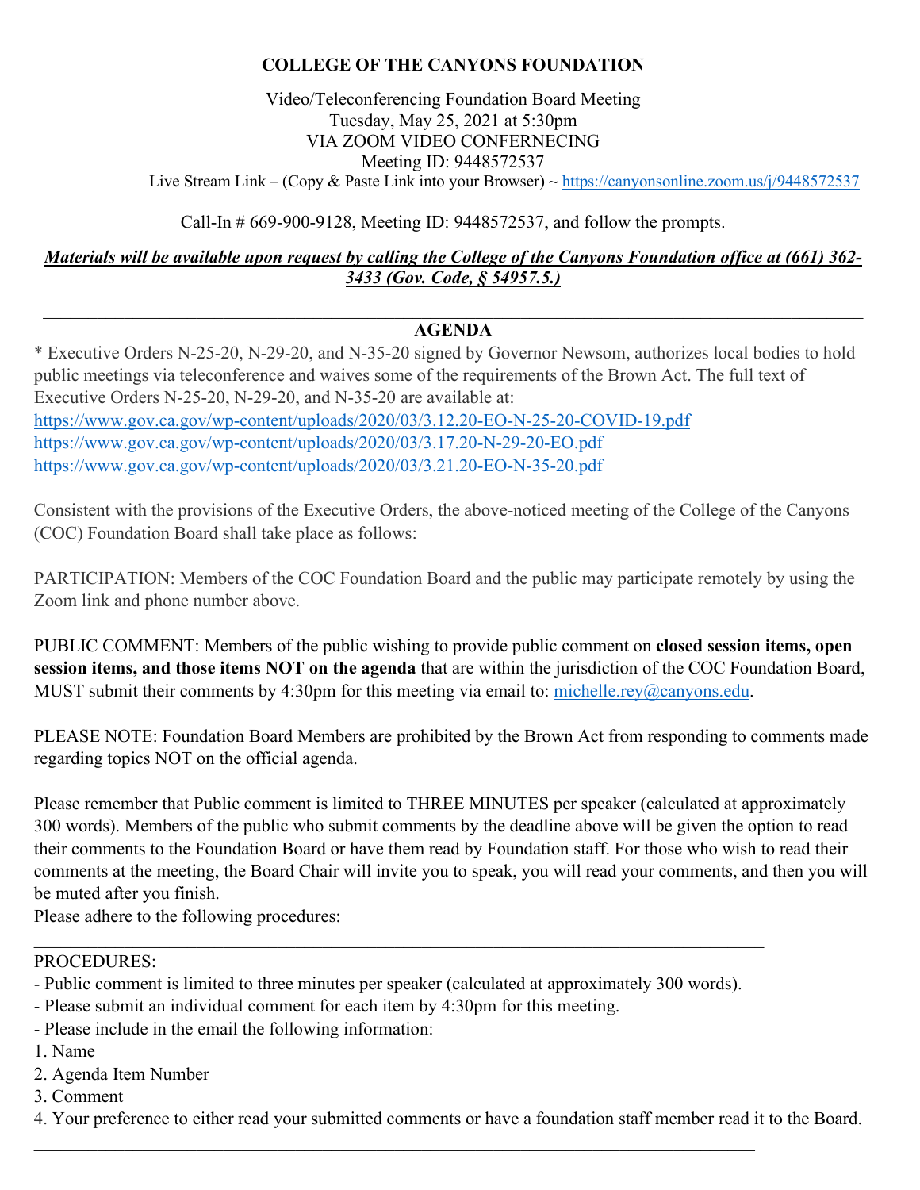# COLLEGE OF THE CANYONS FOUNDATION

Video/Teleconferencing Foundation Board Meeting
Tuesday, May 25, 2021 at 5:30pm
VIA ZOOM VIDEO CONFERNECING
Meeting ID: 9448572537
Live Stream Link – (Copy & Paste Link into your Browser) ~ https://canyonsonline.zoom.us/j/9448572537

Call-In # 669-900-9128, Meeting ID: 9448572537, and follow the prompts.

***Materials will be available upon request by calling the College of the Canyons Foundation office at (661) 362-3433 (Gov. Code, § 54957.5.)***

---

## AGENDA

* Executive Orders N-25-20, N-29-20, and N-35-20 signed by Governor Newsom, authorizes local bodies to hold public meetings via teleconference and waives some of the requirements of the Brown Act. The full text of Executive Orders N-25-20, N-29-20, and N-35-20 are available at:
https://www.gov.ca.gov/wp-content/uploads/2020/03/3.12.20-EO-N-25-20-COVID-19.pdf
https://www.gov.ca.gov/wp-content/uploads/2020/03/3.17.20-N-29-20-EO.pdf
https://www.gov.ca.gov/wp-content/uploads/2020/03/3.21.20-EO-N-35-20.pdf

Consistent with the provisions of the Executive Orders, the above-noticed meeting of the College of the Canyons (COC) Foundation Board shall take place as follows:

PARTICIPATION: Members of the COC Foundation Board and the public may participate remotely by using the Zoom link and phone number above.

PUBLIC COMMENT: Members of the public wishing to provide public comment on **closed session items, open session items, and those items NOT on the agenda** that are within the jurisdiction of the COC Foundation Board, MUST submit their comments by 4:30pm for this meeting via email to: michelle.rey@canyons.edu.

PLEASE NOTE: Foundation Board Members are prohibited by the Brown Act from responding to comments made regarding topics NOT on the official agenda.

Please remember that Public comment is limited to THREE MINUTES per speaker (calculated at approximately 300 words). Members of the public who submit comments by the deadline above will be given the option to read their comments to the Foundation Board or have them read by Foundation staff. For those who wish to read their comments at the meeting, the Board Chair will invite you to speak, you will read your comments, and then you will be muted after you finish.
Please adhere to the following procedures:

---

PROCEDURES:
- Public comment is limited to three minutes per speaker (calculated at approximately 300 words).
- Please submit an individual comment for each item by 4:30pm for this meeting.
- Please include in the email the following information:

1. Name
2. Agenda Item Number
3. Comment
4. Your preference to either read your submitted comments or have a foundation staff member read it to the Board.

---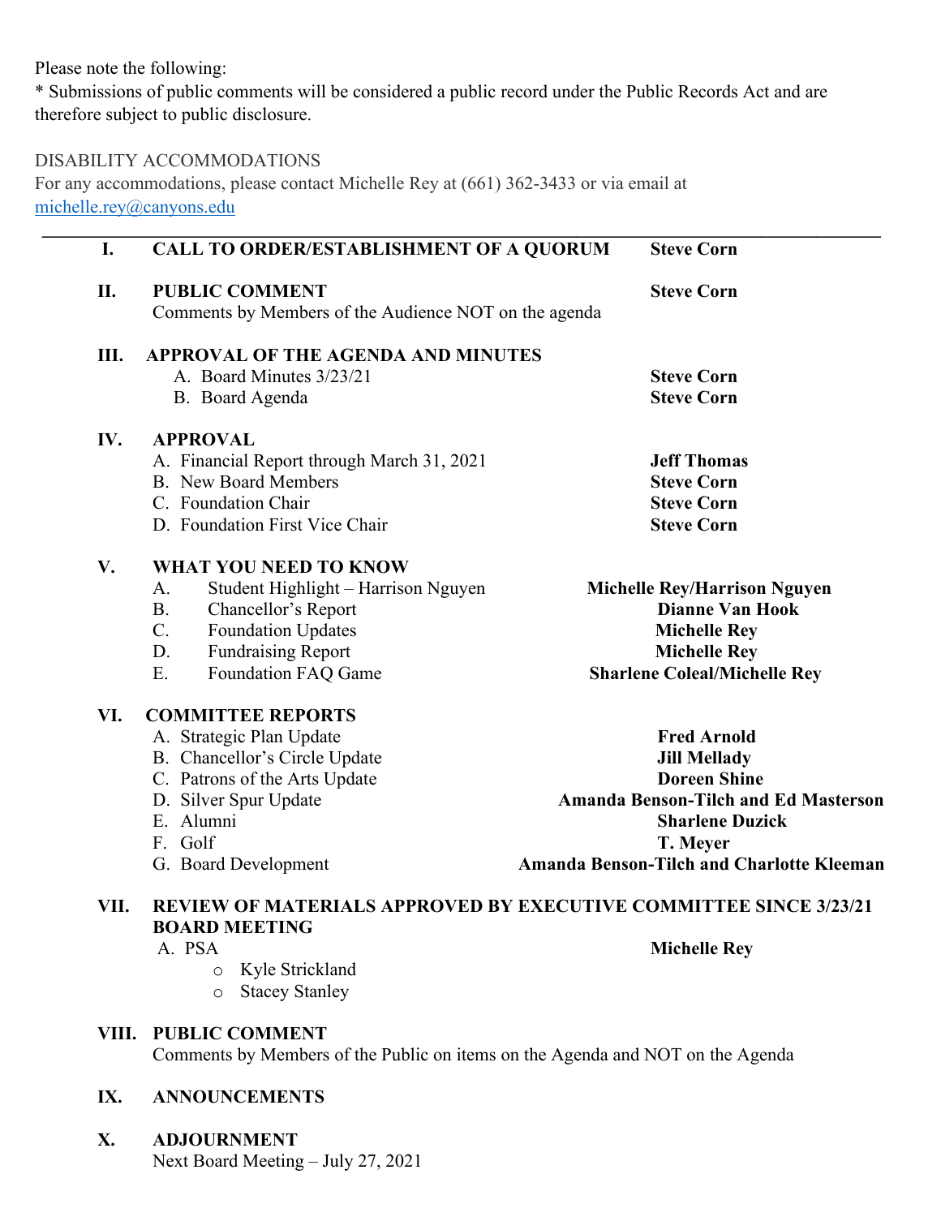Please note the following:

* Submissions of public comments will be considered a public record under the Public Records Act and are therefore subject to public disclosure.

DISABILITY ACCOMMODATIONS

For any accommodations, please contact Michelle Rey at (661) 362-3433 or via email at [michelle.rey@canyons.edu](mailto:michelle.rey@canyons.edu)

---

**I. CALL TO ORDER/ESTABLISHMENT OF A QUORUM** — **Steve Corn**

**II. PUBLIC COMMENT** — **Steve Corn**
Comments by Members of the Audience NOT on the agenda

**III. APPROVAL OF THE AGENDA AND MINUTES**
- A. Board Minutes 3/23/21 — **Steve Corn**
- B. Board Agenda — **Steve Corn**

**IV. APPROVAL**
- A. Financial Report through March 31, 2021 — **Jeff Thomas**
- B. New Board Members — **Steve Corn**
- C. Foundation Chair — **Steve Corn**
- D. Foundation First Vice Chair — **Steve Corn**

**V. WHAT YOU NEED TO KNOW**
- A. Student Highlight – Harrison Nguyen — **Michelle Rey/Harrison Nguyen**
- B. Chancellor's Report — **Dianne Van Hook**
- C. Foundation Updates — **Michelle Rey**
- D. Fundraising Report — **Michelle Rey**
- E. Foundation FAQ Game — **Sharlene Coleal/Michelle Rey**

**VI. COMMITTEE REPORTS**
- A. Strategic Plan Update — **Fred Arnold**
- B. Chancellor's Circle Update — **Jill Mellady**
- C. Patrons of the Arts Update — **Doreen Shine**
- D. Silver Spur Update — **Amanda Benson-Tilch and Ed Masterson**
- E. Alumni — **Sharlene Duzick**
- F. Golf — **T. Meyer**
- G. Board Development — **Amanda Benson-Tilch and Charlotte Kleeman**

**VII. REVIEW OF MATERIALS APPROVED BY EXECUTIVE COMMITTEE SINCE 3/23/21 BOARD MEETING**
- A. PSA — **Michelle Rey**
  - Kyle Strickland
  - Stacey Stanley

**VIII. PUBLIC COMMENT**
Comments by Members of the Public on items on the Agenda and NOT on the Agenda

**IX. ANNOUNCEMENTS**

**X. ADJOURNMENT**
Next Board Meeting – July 27, 2021